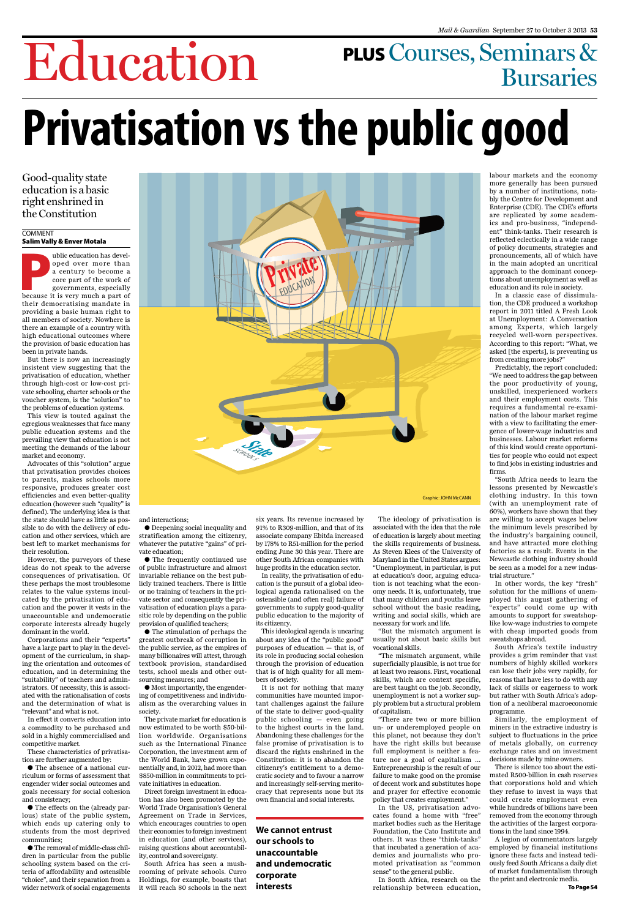# Education

**PLUS** Courses, Seminars & Bursaries

# Privatisation vs the public good

Good-quality state education is a basic right enshrined in the Constitution

COMMENT
**Salim Vally & Enver Motala**

Public education has developed over more than a century to become a core part of the work of governments, especially because it is very much a part of their democratising mandate in providing a basic human right to all members of society. Nowhere is there an example of a country with high educational outcomes where the provision of basic education has been in private hands.

But there is now an increasingly insistent view suggesting that the privatisation of education, whether through high-cost or low-cost private schooling, charter schools or the voucher system, is the "solution" to the problems of education systems.

This view is touted against the egregious weaknesses that face many public education systems and the prevailing view that education is not meeting the demands of the labour market and economy.

Advocates of this "solution" argue that privatisation provides choices to parents, makes schools more responsive, produces greater cost efficiencies and even better-quality education (however such "quality" is defined). The underlying idea is that the state should have as little as possible to do with the delivery of education and other services, which are best left to market mechanisms for their resolution.

However, the purveyors of these ideas do not speak to the adverse consequences of privatisation. Of these perhaps the most troublesome relates to the value systems inculcated by the privatisation of education and the power it vests in the unaccountable and undemocratic corporate interests already hugely dominant in the world.

Corporations and their "experts" have a large part to play in the development of the curriculum, in shaping the orientation and outcomes of education, and in determining the "suitability" of teachers and administrators. Of necessity, this is associated with the rationalisation of costs and the determination of what is "relevant" and what is not.

In effect it converts education into a commodity to be purchased and sold in a highly commercialised and competitive market.

These characteristics of privatisation are further augmented by:

- The absence of a national curriculum or forms of assessment that engender wider social outcomes and goals necessary for social cohesion and consistency;
- The effects on the (already parlous) state of the public system, which ends up catering only to students from the most deprived communities;
- The removal of middle-class children in particular from the public schooling system based on the criteria of affordability and ostensible "choice", and their separation from a wider network of social engagements and interactions;
- Deepening social inequality and stratification among the citizenry, whatever the putative "gains" of private education;
- The frequently continued use of public infrastructure and almost invariable reliance on the best publicly trained teachers. There is little or no training of teachers in the private sector and consequently the privatisation of education plays a parasitic role by depending on the public provision of qualified teachers;
- The stimulation of perhaps the greatest outbreak of corruption in the public service, as the empires of many billionaires will attest, through textbook provision, standardised tests, school meals and other outsourcing measures; and
- Most importantly, the engendering of competitiveness and individualism as the overarching values in society.

The private market for education is now estimated to be worth $50-billion worldwide. Organisations such as the International Finance Corporation, the investment arm of the World Bank, have grown exponentially and, in 2012, had more than $850-million in commitments to private initiatives in education.

Direct foreign investment in education has also been promoted by the World Trade Organisation's General Agreement on Trade in Services, which encourages countries to open their economies to foreign investment in education (and other services), raising questions about accountability, control and sovereignty.

South Africa has seen a mushrooming of private schools. Curro Holdings, for example, boasts that it will reach 80 schools in the next six years. Its revenue increased by 91% to R309-million, and that of its associate company Ebitda increased by 178% to R51-million for the period ending June 30 this year. There are other South African companies with huge profits in the education sector.

In reality, the privatisation of education is the pursuit of a global ideological agenda rationalised on the ostensible (and often real) failure of governments to supply good-quality public education to the majority of its citizenry.

This ideological agenda is uncaring about any idea of the "public good" purposes of education — that is, of its role in producing social cohesion through the provision of education that is of high quality for all members of society.

It is not for nothing that many communities have mounted important challenges against the failure of the state to deliver good-quality public schooling — even going to the highest courts in the land. Abandoning these challenges for the false promise of privatisation is to discard the rights enshrined in the Constitution: it is to abandon the citizenry's entitlement to a democratic society and to favour a narrow and increasingly self-serving meritocracy that represents none but its own financial and social interests.

**We cannot entrust our schools to unaccountable and undemocratic corporate interests**

The ideology of privatisation is associated with the idea that the role of education is largely about meeting the skills requirements of business. As Steven Klees of the University of Maryland in the United States argues: "Unemployment, in particular, is put at education's door, arguing education is not teaching what the economy needs. It is, unfortunately, true that many children and youths leave school without the basic reading, writing and social skills, which are necessary for work and life.

"But the mismatch argument is usually not about basic skills but vocational skills.

"The mismatch argument, while superficially plausible, is not true for at least two reasons. First, vocational skills, which are context specific, are best taught on the job. Secondly, unemployment is not a worker supply problem but a structural problem of capitalism.

"There are two or more billion un- or underemployed people on this planet, not because they don't have the right skills but because full employment is neither a feature nor a goal of capitalism ... Entrepreneurship is the result of our failure to make good on the promise of decent work and substitutes hope and prayer for effective economic policy that creates employment."

In the US, privatisation advocates found a home with "free" market bodies such as the Heritage Foundation, the Cato Institute and others. It was these "think-tanks" that incubated a generation of academics and journalists who promoted privatisation as "common sense" to the general public.

In South Africa, research on the relationship between education, labour markets and the economy more generally has been pursued by a number of institutions, notably the Centre for Development and Enterprise (CDE). The CDE's efforts are replicated by some academics and pro-business, "independent" think-tanks. Their research is reflected eclectically in a wide range of policy documents, strategies and pronouncements, all of which have in the main adopted an uncritical approach to the dominant conceptions about unemployment as well as education and its role in society.

In a classic case of dissimulation, the CDE produced a workshop report in 2011 titled A Fresh Look at Unemployment: A Conversation among Experts, which largely recycled well-worn perspectives. According to this report: "What, we asked [the experts], is preventing us from creating more jobs?"

Predictably, the report concluded: "We need to address the gap between the poor productivity of young, unskilled, inexperienced workers and their employment costs. This requires a fundamental re-examination of the labour market regime with a view to facilitating the emergence of lower-wage industries and businesses. Labour market reforms of this kind would create opportunities for people who could not expect to find jobs in existing industries and firms.

"South Africa needs to learn the lessons presented by Newcastle's clothing industry. In this town (with an unemployment rate of 60%), workers have shown that they are willing to accept wages below the minimum levels prescribed by the industry's bargaining council, and have attracted more clothing factories as a result. Events in the Newcastle clothing industry should be seen as a model for a new industrial structure."

In other words, the key "fresh" solution for the millions of unemployed this august gathering of "experts" could come up with amounts to support for sweatshop-like low-wage industries to compete with cheap imported goods from sweatshops abroad.

South Africa's textile industry provides a grim reminder that vast numbers of highly skilled workers can lose their jobs very rapidly, for reasons that have less to do with any lack of skills or eagerness to work but rather with South Africa's adoption of a neoliberal macroeconomic programme.

Similarly, the employment of miners in the extractive industry is subject to fluctuations in the price of metals globally, on currency exchange rates and on investment decisions made by mine owners.

There is silence too about the estimated R500-billion in cash reserves that corporations hold and which they refuse to invest in ways that could create employment even while hundreds of billions have been removed from the economy through the activities of the largest corporations in the land since 1994.

A legion of commentators largely employed by financial institutions ignore these facts and instead tediously feed South Africans a daily diet of market fundamentalism through the print and electronic media.

**To Page 54**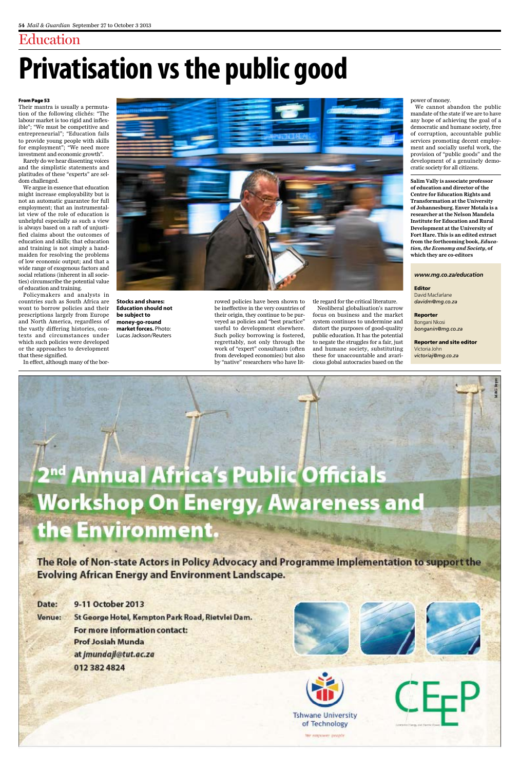# Education

# Privatisation vs the public good

**From Page 53**

Their mantra is usually a permutation of the following clichés: "The labour market is too rigid and inflexible"; "We must be competitive and entrepreneurial"; "Education fails to provide young people with skills for employment"; "We need more investment and economic growth".

Rarely do we hear dissenting voices and the simplistic statements and platitudes of these "experts" are seldom challenged.

We argue in essence that education might increase employability but is not an automatic guarantee for full employment; that an instrumentalist view of the role of education is unhelpful especially as such a view is always based on a raft of unjustified claims about the outcomes of education and skills; that education and training is not simply a handmaiden for resolving the problems of low economic output; and that a wide range of exogenous factors and social relations (inherent in all societies) circumscribe the potential value of education and training.

Policymakers and analysts in countries such as South Africa are wont to borrow policies and their prescriptions largely from Europe and North America, regardless of the vastly differing histories, contexts and circumstances under which such policies were developed or the approaches to development that these signified.

In effect, although many of the borrowed policies have been shown to be ineffective in the very countries of their origin, they continue to be purveyed as policies and "best practice" useful to development elsewhere. Such policy borrowing is fostered, regrettably, not only through the work of "expert" consultants (often from developed economies) but also by "native" researchers who have little regard for the critical literature.

Neoliberal globalisation's narrow focus on business and the market system continues to undermine and distort the purposes of good-quality public education. It has the potential to negate the struggles for a fair, just and humane society, substituting these for unaccountable and avaricious global autocracies based on the power of money.

We cannot abandon the public mandate of the state if we are to have any hope of achieving the goal of a democratic and humane society, free of corruption, accountable public services promoting decent employment and socially useful work, the provision of "public goods" and the development of a genuinely democratic society for all citizens.

**Salim Vally is associate professor of education and director of the Centre for Education Rights and Transformation at the University of Johannesburg. Enver Motala is a researcher at the Nelson Mandela Institute for Education and Rural Development at the University of Fort Hare. This is an edited extract from the forthcoming book, *Education, the Economy and Society*, of which they are co-editors**

**Stocks and shares: Education should not be subject to money-go-round market forces.** Photo: Lucas Jackson/Reuters

*www.mg.co.za/education*

**Editor**
David Macfarlane
*davidm@mg.co.za*

**Reporter**
Bongani Nkosi
*bonganin@mg.co.za*

**Reporter and site editor**
Victoria John
*victoriaj@mg.co.za*

## 2nd Annual Africa's Public Officials Workshop On Energy, Awareness and the Environment.

**The Role of Non-state Actors in Policy Advocacy and Programme Implementation to support the Evolving African Energy and Environment Landscape.**

**Date:** 9-11 October 2013
**Venue:** St George Hotel, Kempton Park Road, Rietvlei Dam.
**For more information contact:**
**Prof Josiah Munda**
**at jmundajl@tut.ac.za**
**012 382 4824**

Tshwane University of Technology
We empower people

CEEP